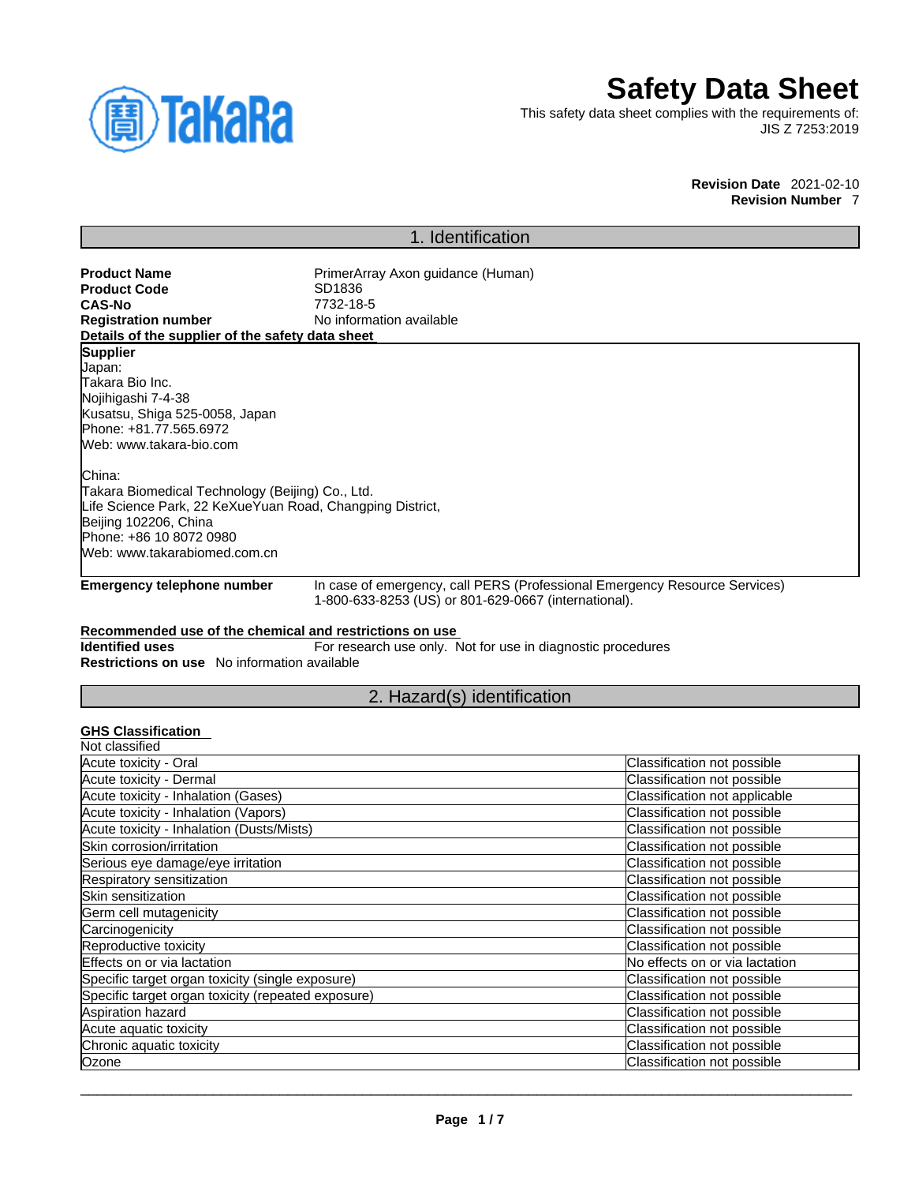# Safety Data Sheet

This safety data sheet complies with the requirements of:
JIS Z 7253:2019

**Revision Date** 2021-02-10
**Revision Number** 7

## 1. Identification

**Product Name** PrimerArray Axon guidance (Human)
**Product Code** SD1836
**CAS-No** 7732-18-5
**Registration number** No information available

**Details of the supplier of the safety data sheet**

**Supplier**
Japan:
Takara Bio Inc.
Nojihigashi 7-4-38
Kusatsu, Shiga 525-0058, Japan
Phone: +81.77.565.6972
Web: www.takara-bio.com

China:
Takara Biomedical Technology (Beijing) Co., Ltd.
Life Science Park, 22 KeXueYuan Road, Changping District,
Beijing 102206, China
Phone: +86 10 8072 0980
Web: www.takarabiomed.com.cn

**Emergency telephone number** In case of emergency, call PERS (Professional Emergency Resource Services) 1-800-633-8253 (US) or 801-629-0667 (international).

**Recommended use of the chemical and restrictions on use**
**Identified uses** For research use only. Not for use in diagnostic procedures
**Restrictions on use** No information available

## 2. Hazard(s) identification

**GHS Classification**
Not classified

| | |
|---|---|
| Acute toxicity - Oral | Classification not possible |
| Acute toxicity - Dermal | Classification not possible |
| Acute toxicity - Inhalation (Gases) | Classification not applicable |
| Acute toxicity - Inhalation (Vapors) | Classification not possible |
| Acute toxicity - Inhalation (Dusts/Mists) | Classification not possible |
| Skin corrosion/irritation | Classification not possible |
| Serious eye damage/eye irritation | Classification not possible |
| Respiratory sensitization | Classification not possible |
| Skin sensitization | Classification not possible |
| Germ cell mutagenicity | Classification not possible |
| Carcinogenicity | Classification not possible |
| Reproductive toxicity | Classification not possible |
| Effects on or via lactation | No effects on or via lactation |
| Specific target organ toxicity (single exposure) | Classification not possible |
| Specific target organ toxicity (repeated exposure) | Classification not possible |
| Aspiration hazard | Classification not possible |
| Acute aquatic toxicity | Classification not possible |
| Chronic aquatic toxicity | Classification not possible |
| Ozone | Classification not possible |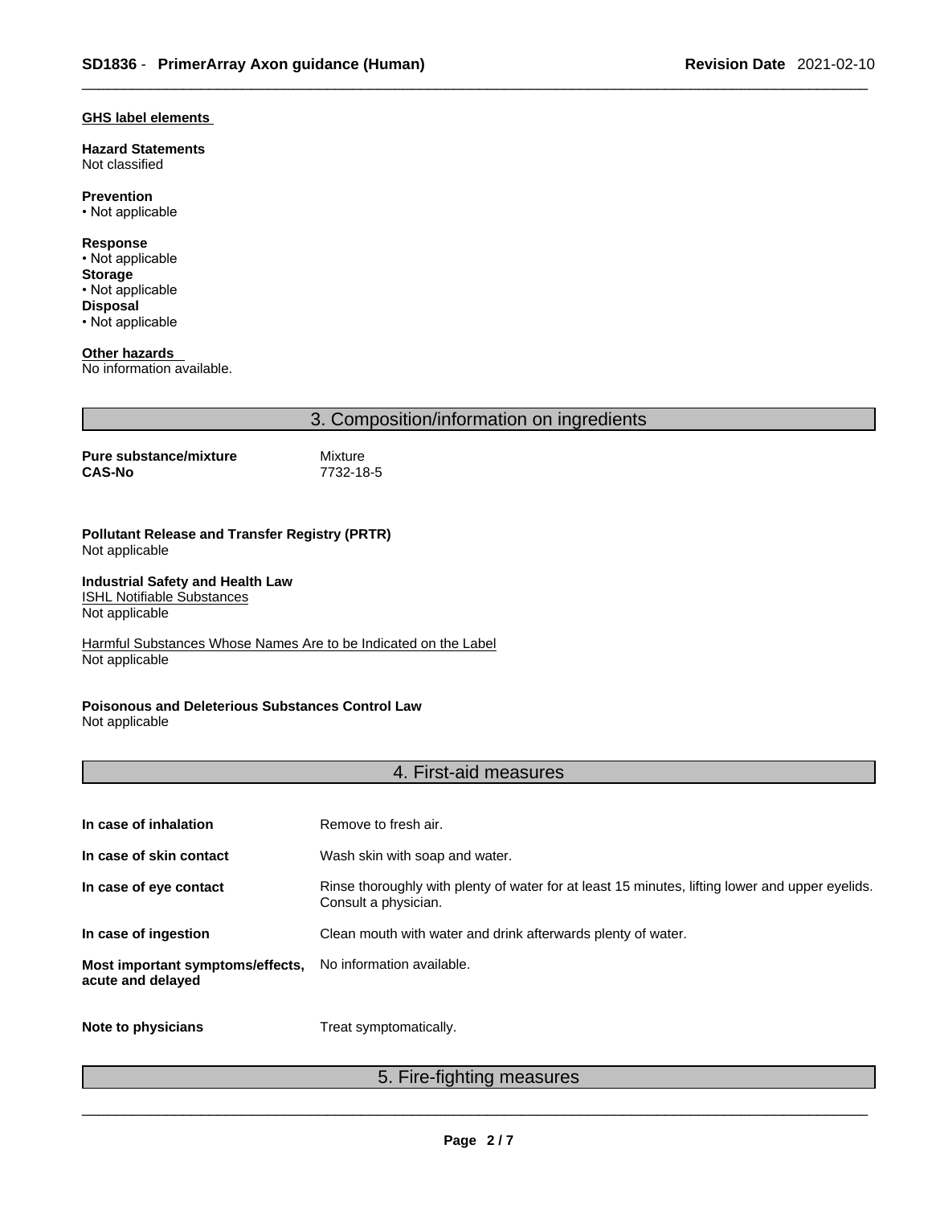**GHS label elements**

**Hazard Statements**
Not classified

**Prevention**
• Not applicable

**Response**
• Not applicable
**Storage**
• Not applicable
**Disposal**
• Not applicable

**Other hazards**
No information available.

## 3. Composition/information on ingredients

| | |
|---|---|
| **Pure substance/mixture** | Mixture |
| **CAS-No** | 7732-18-5 |

**Pollutant Release and Transfer Registry (PRTR)**
Not applicable

**Industrial Safety and Health Law**
ISHL Notifiable Substances
Not applicable

Harmful Substances Whose Names Are to be Indicated on the Label
Not applicable

**Poisonous and Deleterious Substances Control Law**
Not applicable

## 4. First-aid measures

| | |
|---|---|
| **In case of inhalation** | Remove to fresh air. |
| **In case of skin contact** | Wash skin with soap and water. |
| **In case of eye contact** | Rinse thoroughly with plenty of water for at least 15 minutes, lifting lower and upper eyelids. Consult a physician. |
| **In case of ingestion** | Clean mouth with water and drink afterwards plenty of water. |
| **Most important symptoms/effects, acute and delayed** | No information available. |
| **Note to physicians** | Treat symptomatically. |

## 5. Fire-fighting measures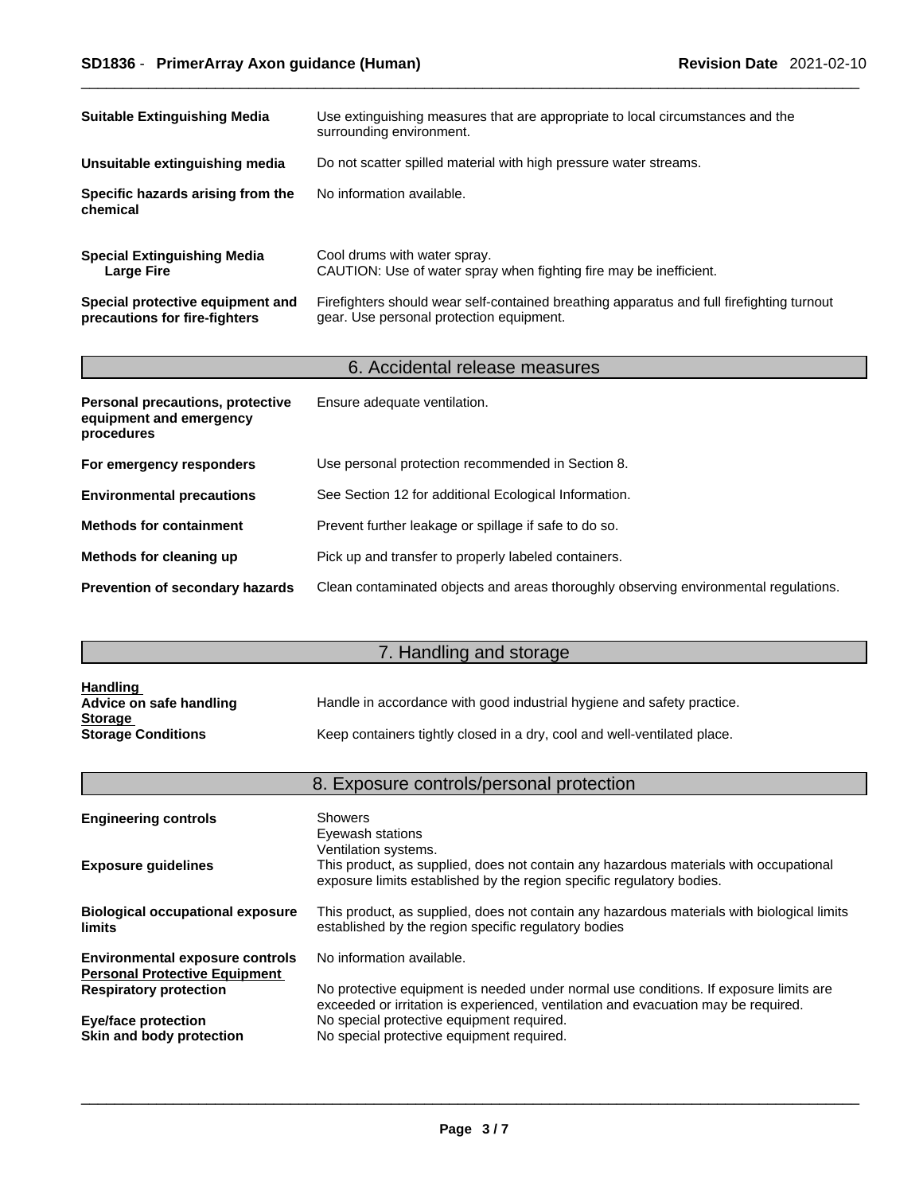**Suitable Extinguishing Media** Use extinguishing measures that are appropriate to local circumstances and the surrounding environment.

**Unsuitable extinguishing media** Do not scatter spilled material with high pressure water streams.

**Specific hazards arising from the chemical** No information available.

**Special Extinguishing Media**
**Large Fire** Cool drums with water spray.
CAUTION: Use of water spray when fighting fire may be inefficient.

**Special protective equipment and precautions for fire-fighters** Firefighters should wear self-contained breathing apparatus and full firefighting turnout gear. Use personal protection equipment.

## 6. Accidental release measures

**Personal precautions, protective equipment and emergency procedures** Ensure adequate ventilation.

**For emergency responders** Use personal protection recommended in Section 8.

**Environmental precautions** See Section 12 for additional Ecological Information.

**Methods for containment** Prevent further leakage or spillage if safe to do so.

**Methods for cleaning up** Pick up and transfer to properly labeled containers.

**Prevention of secondary hazards** Clean contaminated objects and areas thoroughly observing environmental regulations.

## 7. Handling and storage

**Handling**
**Advice on safe handling** Handle in accordance with good industrial hygiene and safety practice.
**Storage**
**Storage Conditions** Keep containers tightly closed in a dry, cool and well-ventilated place.

## 8. Exposure controls/personal protection

**Engineering controls** Showers
Eyewash stations
Ventilation systems.

**Exposure guidelines** This product, as supplied, does not contain any hazardous materials with occupational exposure limits established by the region specific regulatory bodies.

**Biological occupational exposure limits** This product, as supplied, does not contain any hazardous materials with biological limits established by the region specific regulatory bodies

**Environmental exposure controls** No information available.
**Personal Protective Equipment**
**Respiratory protection** No protective equipment is needed under normal use conditions. If exposure limits are exceeded or irritation is experienced, ventilation and evacuation may be required.
**Eye/face protection** No special protective equipment required.
**Skin and body protection** No special protective equipment required.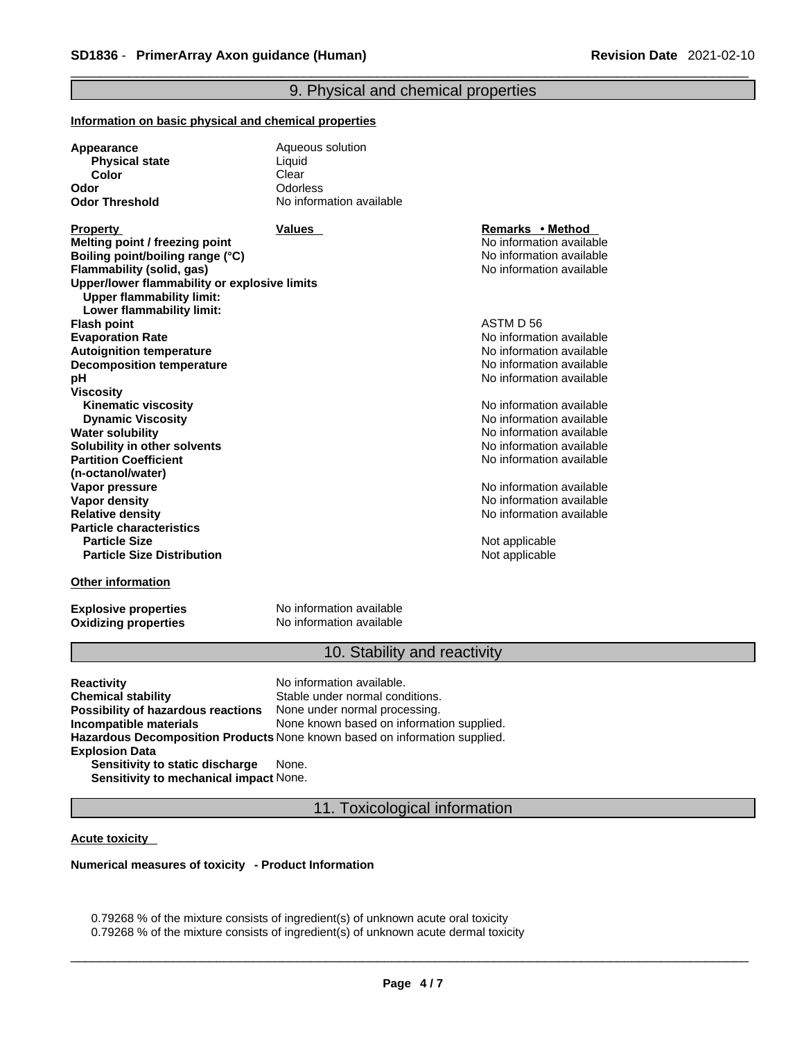## 9. Physical and chemical properties

**Information on basic physical and chemical properties**

| | |
|---|---|
| **Appearance** | Aqueous solution |
| **Physical state** | Liquid |
| **Color** | Clear |
| **Odor** | Odorless |
| **Odor Threshold** | No information available |

| Property | Values | Remarks • Method |
|---|---|---|
| **Melting point / freezing point** | | No information available |
| **Boiling point/boiling range (°C)** | | No information available |
| **Flammability (solid, gas)** | | No information available |
| **Upper/lower flammability or explosive limits** | | |
| **Upper flammability limit:** | | |
| **Lower flammability limit:** | | |
| **Flash point** | | ASTM D 56 |
| **Evaporation Rate** | | No information available |
| **Autoignition temperature** | | No information available |
| **Decomposition temperature** | | No information available |
| **pH** | | No information available |
| **Viscosity** | | |
| **Kinematic viscosity** | | No information available |
| **Dynamic Viscosity** | | No information available |
| **Water solubility** | | No information available |
| **Solubility in other solvents** | | No information available |
| **Partition Coefficient (n-octanol/water)** | | No information available |
| **Vapor pressure** | | No information available |
| **Vapor density** | | No information available |
| **Relative density** | | No information available |
| **Particle characteristics** | | |
| **Particle Size** | | Not applicable |
| **Particle Size Distribution** | | Not applicable |

**Other information**

| | |
|---|---|
| **Explosive properties** | No information available |
| **Oxidizing properties** | No information available |

## 10. Stability and reactivity

| | |
|---|---|
| **Reactivity** | No information available. |
| **Chemical stability** | Stable under normal conditions. |
| **Possibility of hazardous reactions** | None under normal processing. |
| **Incompatible materials** | None known based on information supplied. |
| **Hazardous Decomposition Products** | None known based on information supplied. |
| **Explosion Data** | |
| **Sensitivity to static discharge** | None. |
| **Sensitivity to mechanical impact** | None. |

## 11. Toxicological information

**Acute toxicity**

**Numerical measures of toxicity - Product Information**

0.79268 % of the mixture consists of ingredient(s) of unknown acute oral toxicity
0.79268 % of the mixture consists of ingredient(s) of unknown acute dermal toxicity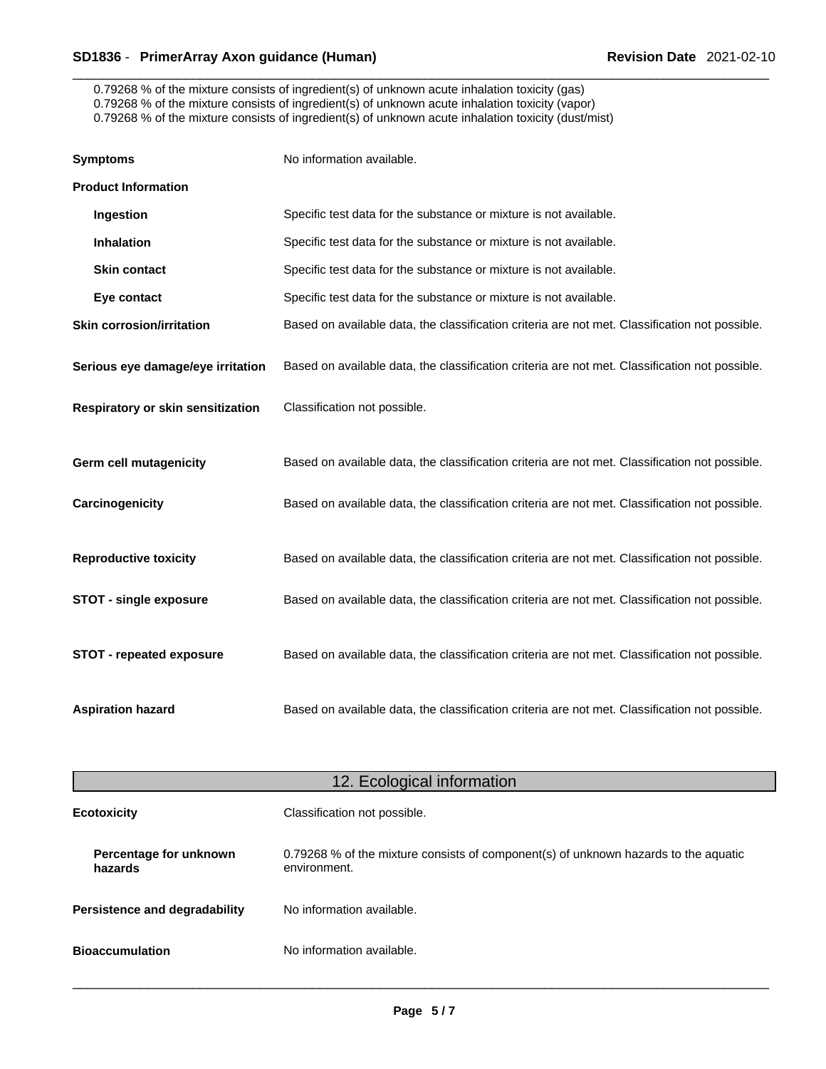0.79268 % of the mixture consists of ingredient(s) of unknown acute inhalation toxicity (gas)
0.79268 % of the mixture consists of ingredient(s) of unknown acute inhalation toxicity (vapor)
0.79268 % of the mixture consists of ingredient(s) of unknown acute inhalation toxicity (dust/mist)

**Symptoms** No information available.

**Product Information**

**Ingestion** Specific test data for the substance or mixture is not available.

**Inhalation** Specific test data for the substance or mixture is not available.

**Skin contact** Specific test data for the substance or mixture is not available.

**Eye contact** Specific test data for the substance or mixture is not available.

**Skin corrosion/irritation** Based on available data, the classification criteria are not met. Classification not possible.

**Serious eye damage/eye irritation** Based on available data, the classification criteria are not met. Classification not possible.

**Respiratory or skin sensitization** Classification not possible.

**Germ cell mutagenicity** Based on available data, the classification criteria are not met. Classification not possible.

**Carcinogenicity** Based on available data, the classification criteria are not met. Classification not possible.

**Reproductive toxicity** Based on available data, the classification criteria are not met. Classification not possible.

**STOT - single exposure** Based on available data, the classification criteria are not met. Classification not possible.

**STOT - repeated exposure** Based on available data, the classification criteria are not met. Classification not possible.

**Aspiration hazard** Based on available data, the classification criteria are not met. Classification not possible.

## 12. Ecological information

**Ecotoxicity** Classification not possible.

**Percentage for unknown hazards** 0.79268 % of the mixture consists of component(s) of unknown hazards to the aquatic environment.

**Persistence and degradability** No information available.

**Bioaccumulation** No information available.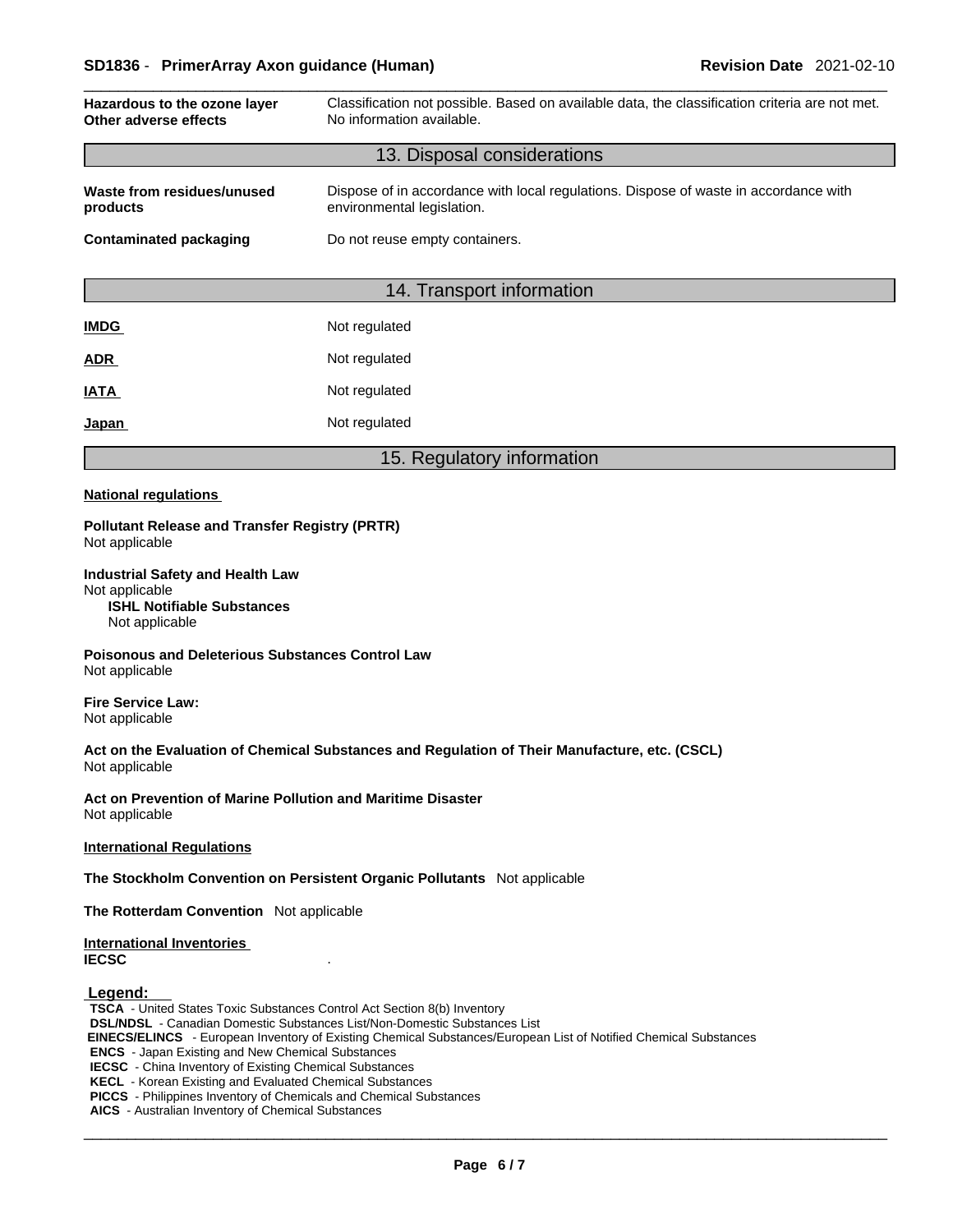| | |
|---|---|
| **Hazardous to the ozone layer** | Classification not possible. Based on available data, the classification criteria are not met. |
| **Other adverse effects** | No information available. |

## 13. Disposal considerations

| | |
|---|---|
| **Waste from residues/unused products** | Dispose of in accordance with local regulations. Dispose of waste in accordance with environmental legislation. |
| **Contaminated packaging** | Do not reuse empty containers. |

## 14. Transport information

| | |
|---|---|
| **IMDG** | Not regulated |
| **ADR** | Not regulated |
| **IATA** | Not regulated |
| **Japan** | Not regulated |

## 15. Regulatory information

**National regulations**

**Pollutant Release and Transfer Registry (PRTR)**
Not applicable

**Industrial Safety and Health Law**
Not applicable

**ISHL Notifiable Substances**
Not applicable

**Poisonous and Deleterious Substances Control Law**
Not applicable

**Fire Service Law:**
Not applicable

**Act on the Evaluation of Chemical Substances and Regulation of Their Manufacture, etc. (CSCL)**
Not applicable

**Act on Prevention of Marine Pollution and Maritime Disaster**
Not applicable

**International Regulations**

**The Stockholm Convention on Persistent Organic Pollutants** Not applicable

**The Rotterdam Convention** Not applicable

**International Inventories**

**IECSC** .

**Legend:**

**TSCA** - United States Toxic Substances Control Act Section 8(b) Inventory
**DSL/NDSL** - Canadian Domestic Substances List/Non-Domestic Substances List
**EINECS/ELINCS** - European Inventory of Existing Chemical Substances/European List of Notified Chemical Substances
**ENCS** - Japan Existing and New Chemical Substances
**IECSC** - China Inventory of Existing Chemical Substances
**KECL** - Korean Existing and Evaluated Chemical Substances
**PICCS** - Philippines Inventory of Chemicals and Chemical Substances
**AICS** - Australian Inventory of Chemical Substances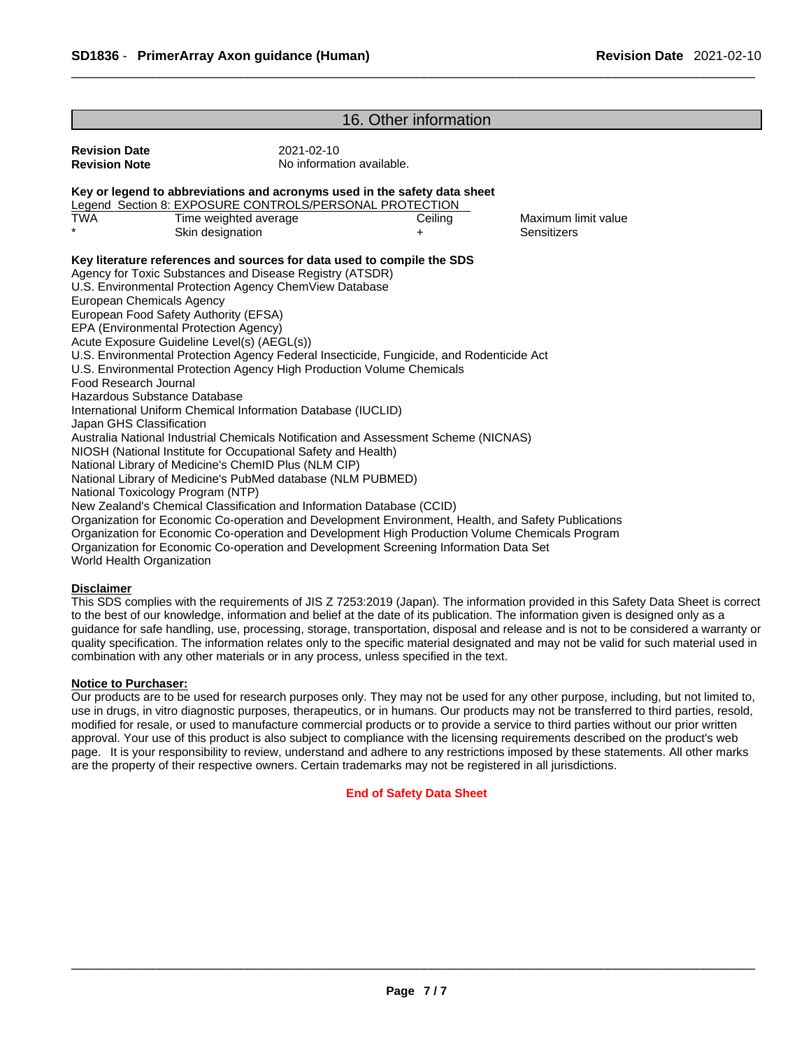## 16. Other information

**Revision Date** 2021-02-10
**Revision Note** No information available.

**Key or legend to abbreviations and acronyms used in the safety data sheet**

Legend Section 8: EXPOSURE CONTROLS/PERSONAL PROTECTION

| | | | |
|---|---|---|---|
| TWA | Time weighted average | Ceiling | Maximum limit value |
| * | Skin designation | + | Sensitizers |

**Key literature references and sources for data used to compile the SDS**

Agency for Toxic Substances and Disease Registry (ATSDR)
U.S. Environmental Protection Agency ChemView Database
European Chemicals Agency
European Food Safety Authority (EFSA)
EPA (Environmental Protection Agency)
Acute Exposure Guideline Level(s) (AEGL(s))
U.S. Environmental Protection Agency Federal Insecticide, Fungicide, and Rodenticide Act
U.S. Environmental Protection Agency High Production Volume Chemicals
Food Research Journal
Hazardous Substance Database
International Uniform Chemical Information Database (IUCLID)
Japan GHS Classification
Australia National Industrial Chemicals Notification and Assessment Scheme (NICNAS)
NIOSH (National Institute for Occupational Safety and Health)
National Library of Medicine's ChemID Plus (NLM CIP)
National Library of Medicine's PubMed database (NLM PUBMED)
National Toxicology Program (NTP)
New Zealand's Chemical Classification and Information Database (CCID)
Organization for Economic Co-operation and Development Environment, Health, and Safety Publications
Organization for Economic Co-operation and Development High Production Volume Chemicals Program
Organization for Economic Co-operation and Development Screening Information Data Set
World Health Organization

**Disclaimer**

This SDS complies with the requirements of JIS Z 7253:2019 (Japan). The information provided in this Safety Data Sheet is correct to the best of our knowledge, information and belief at the date of its publication. The information given is designed only as a guidance for safe handling, use, processing, storage, transportation, disposal and release and is not to be considered a warranty or quality specification. The information relates only to the specific material designated and may not be valid for such material used in combination with any other materials or in any process, unless specified in the text.

**Notice to Purchaser:**

Our products are to be used for research purposes only. They may not be used for any other purpose, including, but not limited to, use in drugs, in vitro diagnostic purposes, therapeutics, or in humans. Our products may not be transferred to third parties, resold, modified for resale, or used to manufacture commercial products or to provide a service to third parties without our prior written approval. Your use of this product is also subject to compliance with the licensing requirements described on the product's web page. It is your responsibility to review, understand and adhere to any restrictions imposed by these statements. All other marks are the property of their respective owners. Certain trademarks may not be registered in all jurisdictions.

**End of Safety Data Sheet**